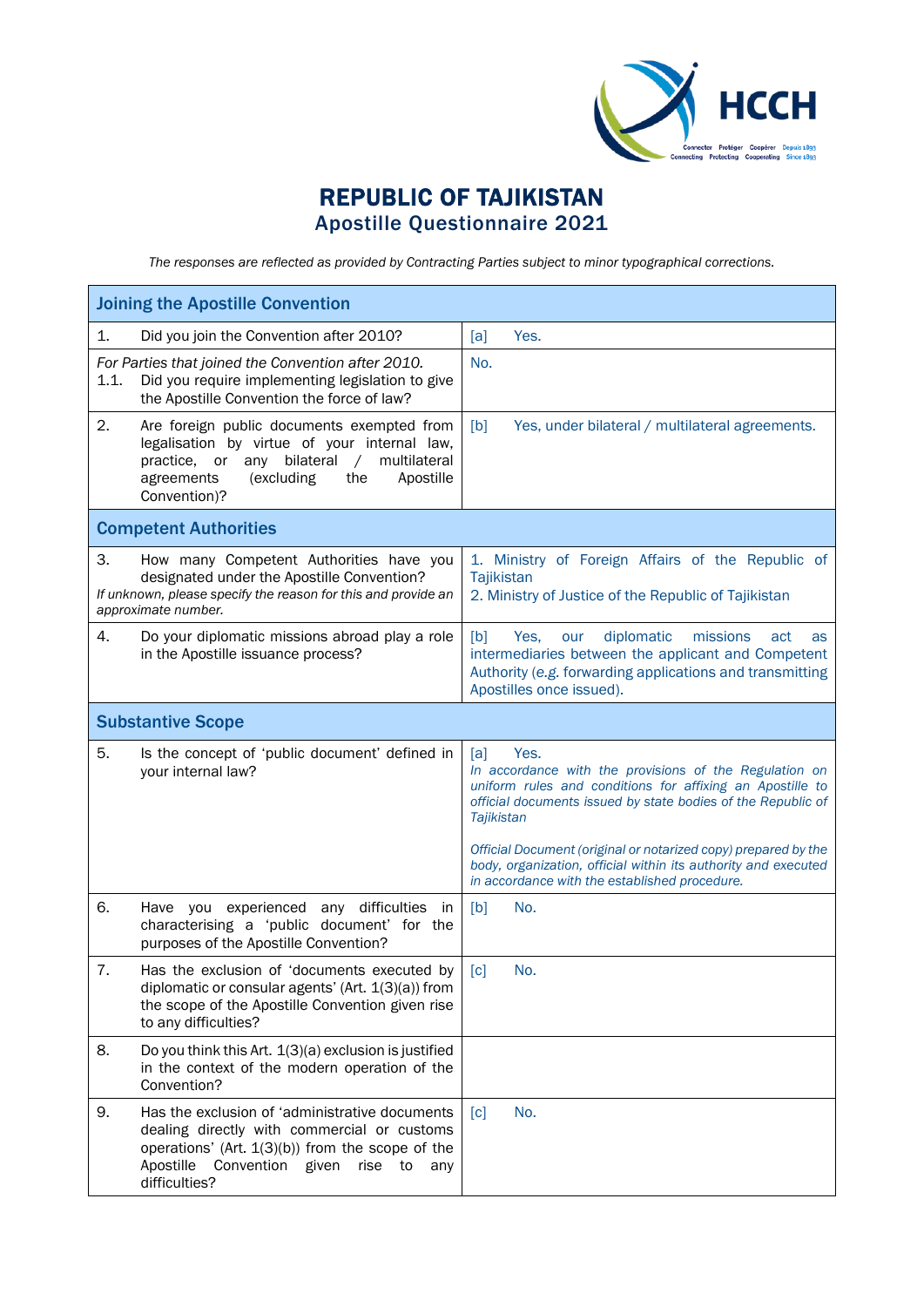# REPUBLIC OF TAJIKISTAN
## Apostille Questionnaire 2021

*The responses are reflected as provided by Contracting Parties subject to minor typographical corrections.*

| Joining the Apostille Convention | |
|---|---|
| 1. Did you join the Convention after 2010? | [a] Yes. |
| *For Parties that joined the Convention after 2010.* 1.1. Did you require implementing legislation to give the Apostille Convention the force of law? | No. |
| 2. Are foreign public documents exempted from legalisation by virtue of your internal law, practice, or any bilateral / multilateral agreements (excluding the Apostille Convention)? | [b] Yes, under bilateral / multilateral agreements. |
| **Competent Authorities** | |
| 3. How many Competent Authorities have you designated under the Apostille Convention? *If unknown, please specify the reason for this and provide an approximate number.* | 1. Ministry of Foreign Affairs of the Republic of Tajikistan<br>2. Ministry of Justice of the Republic of Tajikistan |
| 4. Do your diplomatic missions abroad play a role in the Apostille issuance process? | [b] Yes, our diplomatic missions act as intermediaries between the applicant and Competent Authority (e.g. forwarding applications and transmitting Apostilles once issued). |
| **Substantive Scope** | |
| 5. Is the concept of 'public document' defined in your internal law? | [a] Yes.<br>*In accordance with the provisions of the Regulation on uniform rules and conditions for affixing an Apostille to official documents issued by state bodies of the Republic of Tajikistan*<br><br>*Official Document (original or notarized copy) prepared by the body, organization, official within its authority and executed in accordance with the established procedure.* |
| 6. Have you experienced any difficulties in characterising a 'public document' for the purposes of the Apostille Convention? | [b] No. |
| 7. Has the exclusion of 'documents executed by diplomatic or consular agents' (Art. 1(3)(a)) from the scope of the Apostille Convention given rise to any difficulties? | [c] No. |
| 8. Do you think this Art. 1(3)(a) exclusion is justified in the context of the modern operation of the Convention? | |
| 9. Has the exclusion of 'administrative documents dealing directly with commercial or customs operations' (Art. 1(3)(b)) from the scope of the Apostille Convention given rise to any difficulties? | [c] No. |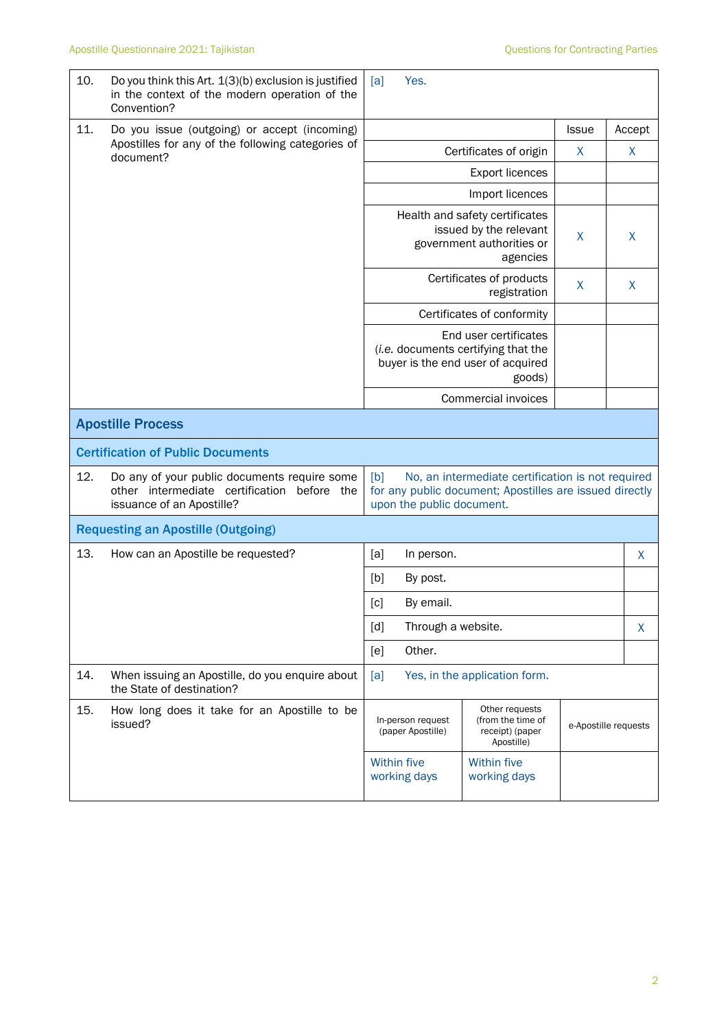| | | |
|---|---|---|
| 10. | Do you think this Art. 1(3)(b) exclusion is justified in the context of the modern operation of the Convention? | [a] Yes. |

**11. Do you issue (outgoing) or accept (incoming) Apostilles for any of the following categories of document?**

| | Issue | Accept |
|---|---|---|
| Certificates of origin | X | X |
| Export licences | | |
| Import licences | | |
| Health and safety certificates issued by the relevant government authorities or agencies | X | X |
| Certificates of products registration | X | X |
| Certificates of conformity | | |
| End user certificates (*i.e.* documents certifying that the buyer is the end user of acquired goods) | | |
| Commercial invoices | | |

## Apostille Process

### Certification of Public Documents

| | | |
|---|---|---|
| 12. | Do any of your public documents require some other intermediate certification before the issuance of an Apostille? | [b] No, an intermediate certification is not required for any public document; Apostilles are issued directly upon the public document. |

### Requesting an Apostille (Outgoing)

**13. How can an Apostille be requested?**

| | | |
|---|---|---|
| [a] | In person. | X |
| [b] | By post. | |
| [c] | By email. | |
| [d] | Through a website. | X |
| [e] | Other. | |

| | | |
|---|---|---|
| 14. | When issuing an Apostille, do you enquire about the State of destination? | [a] Yes, in the application form. |

**15. How long does it take for an Apostille to be issued?**

| In-person request (paper Apostille) | Other requests (from the time of receipt) (paper Apostille) | e-Apostille requests |
|---|---|---|
| Within five working days | Within five working days | |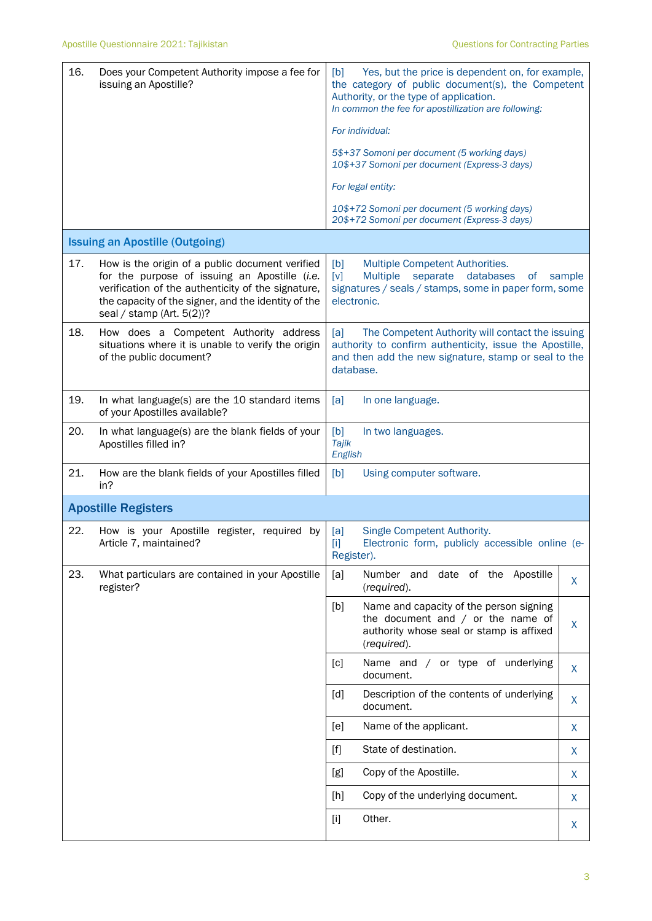| | | |
|---|---|---|
| 16. Does your Competent Authority impose a fee for issuing an Apostille? | [b] Yes, but the price is dependent on, for example, the category of public document(s), the Competent Authority, or the type of application.<br>*In common the fee for apostillization are following:*<br><br>*For individual:*<br><br>*5$+37 Somoni per document (5 working days)*<br>*10$+37 Somoni per document (Express-3 days)*<br><br>*For legal entity:*<br><br>*10$+72 Somoni per document (5 working days)*<br>*20$+72 Somoni per document (Express-3 days)* | |
| **Issuing an Apostille (Outgoing)** | | |
| 17. How is the origin of a public document verified for the purpose of issuing an Apostille (*i.e.* verification of the authenticity of the signature, the capacity of the signer, and the identity of the seal / stamp (Art. 5(2))? | [b] Multiple Competent Authorities.<br>[v] Multiple separate databases of sample signatures / seals / stamps, some in paper form, some electronic. | |
| 18. How does a Competent Authority address situations where it is unable to verify the origin of the public document? | [a] The Competent Authority will contact the issuing authority to confirm authenticity, issue the Apostille, and then add the new signature, stamp or seal to the database. | |
| 19. In what language(s) are the 10 standard items of your Apostilles available? | [a] In one language. | |
| 20. In what language(s) are the blank fields of your Apostilles filled in? | [b] In two languages.<br>*Tajik*<br>*English* | |
| 21. How are the blank fields of your Apostilles filled in? | [b] Using computer software. | |
| **Apostille Registers** | | |
| 22. How is your Apostille register, required by Article 7, maintained? | [a] Single Competent Authority.<br>[i] Electronic form, publicly accessible online (e-Register). | |
| 23. What particulars are contained in your Apostille register? | [a] Number and date of the Apostille (*required*). | X |
| | [b] Name and capacity of the person signing the document and / or the name of authority whose seal or stamp is affixed (*required*). | X |
| | [c] Name and / or type of underlying document. | X |
| | [d] Description of the contents of underlying document. | X |
| | [e] Name of the applicant. | X |
| | [f] State of destination. | X |
| | [g] Copy of the Apostille. | X |
| | [h] Copy of the underlying document. | X |
| | [i] Other. | X |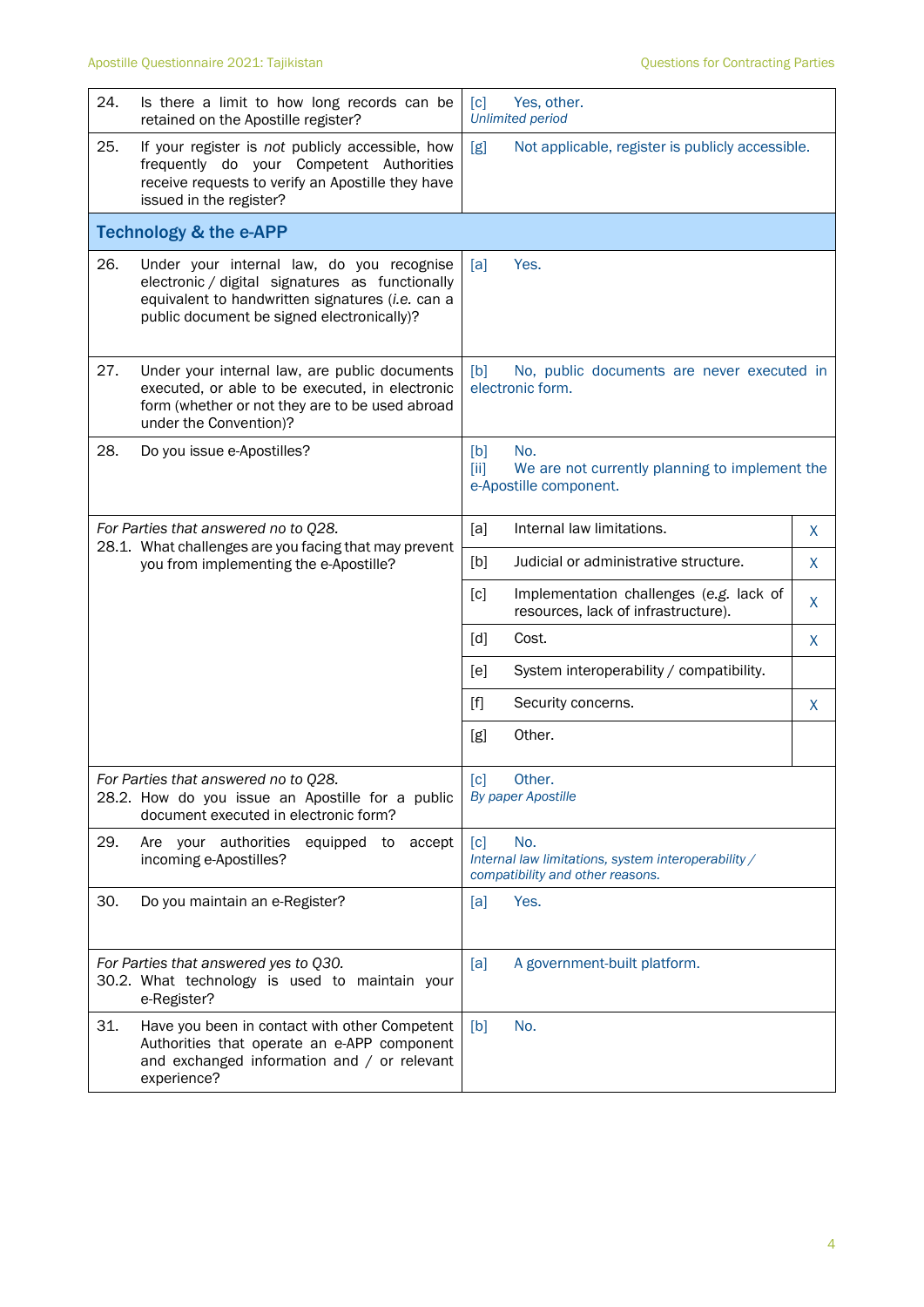| | |
|---|---|
| 24. Is there a limit to how long records can be retained on the Apostille register? | [c] Yes, other. *Unlimited period* |
| 25. If your register is *not* publicly accessible, how frequently do your Competent Authorities receive requests to verify an Apostille they have issued in the register? | [g] Not applicable, register is publicly accessible. |
| **Technology & the e-APP** | |
| 26. Under your internal law, do you recognise electronic / digital signatures as functionally equivalent to handwritten signatures (*i.e.* can a public document be signed electronically)? | [a] Yes. |
| 27. Under your internal law, are public documents executed, or able to be executed, in electronic form (whether or not they are to be used abroad under the Convention)? | [b] No, public documents are never executed in electronic form. |
| 28. Do you issue e-Apostilles? | [b] No. [ii] We are not currently planning to implement the e-Apostille component. |

| *For Parties that answered no to Q28.* 28.1. What challenges are you facing that may prevent you from implementing the e-Apostille? | | |
|---|---|---|
| | [a] Internal law limitations. | X |
| | [b] Judicial or administrative structure. | X |
| | [c] Implementation challenges (*e.g.* lack of resources, lack of infrastructure). | X |
| | [d] Cost. | X |
| | [e] System interoperability / compatibility. | |
| | [f] Security concerns. | X |
| | [g] Other. | |

| | |
|---|---|
| *For Parties that answered no to Q28.* 28.2. How do you issue an Apostille for a public document executed in electronic form? | [c] Other. *By paper Apostille* |
| 29. Are your authorities equipped to accept incoming e-Apostilles? | [c] No. *Internal law limitations, system interoperability / compatibility and other reasons.* |
| 30. Do you maintain an e-Register? | [a] Yes. |
| *For Parties that answered yes to Q30.* 30.2. What technology is used to maintain your e-Register? | [a] A government-built platform. |
| 31. Have you been in contact with other Competent Authorities that operate an e-APP component and exchanged information and / or relevant experience? | [b] No. |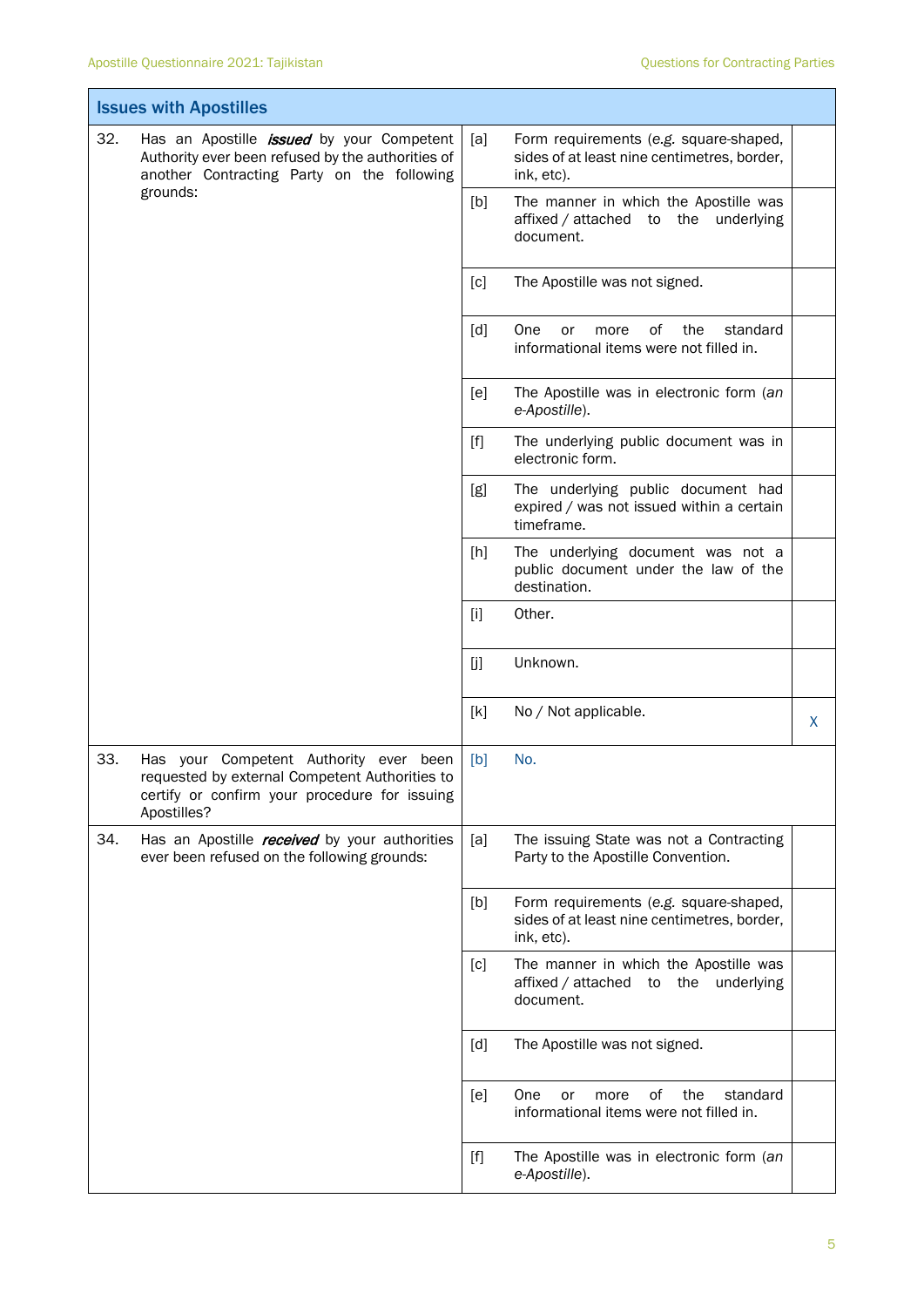| Issues with Apostilles | | | |
|---|---|---|---|
| 32. Has an Apostille ***issued*** by your Competent Authority ever been refused by the authorities of another Contracting Party on the following grounds: | [a] | Form requirements (e.g. square-shaped, sides of at least nine centimetres, border, ink, etc). | |
| | [b] | The manner in which the Apostille was affixed / attached to the underlying document. | |
| | [c] | The Apostille was not signed. | |
| | [d] | One or more of the standard informational items were not filled in. | |
| | [e] | The Apostille was in electronic form (*an e-Apostille*). | |
| | [f] | The underlying public document was in electronic form. | |
| | [g] | The underlying public document had expired / was not issued within a certain timeframe. | |
| | [h] | The underlying document was not a public document under the law of the destination. | |
| | [i] | Other. | |
| | [j] | Unknown. | |
| | [k] | No / Not applicable. | X |
| 33. Has your Competent Authority ever been requested by external Competent Authorities to certify or confirm your procedure for issuing Apostilles? | [b] | No. | |
| 34. Has an Apostille ***received*** by your authorities ever been refused on the following grounds: | [a] | The issuing State was not a Contracting Party to the Apostille Convention. | |
| | [b] | Form requirements (e.g. square-shaped, sides of at least nine centimetres, border, ink, etc). | |
| | [c] | The manner in which the Apostille was affixed / attached to the underlying document. | |
| | [d] | The Apostille was not signed. | |
| | [e] | One or more of the standard informational items were not filled in. | |
| | [f] | The Apostille was in electronic form (*an e-Apostille*). | |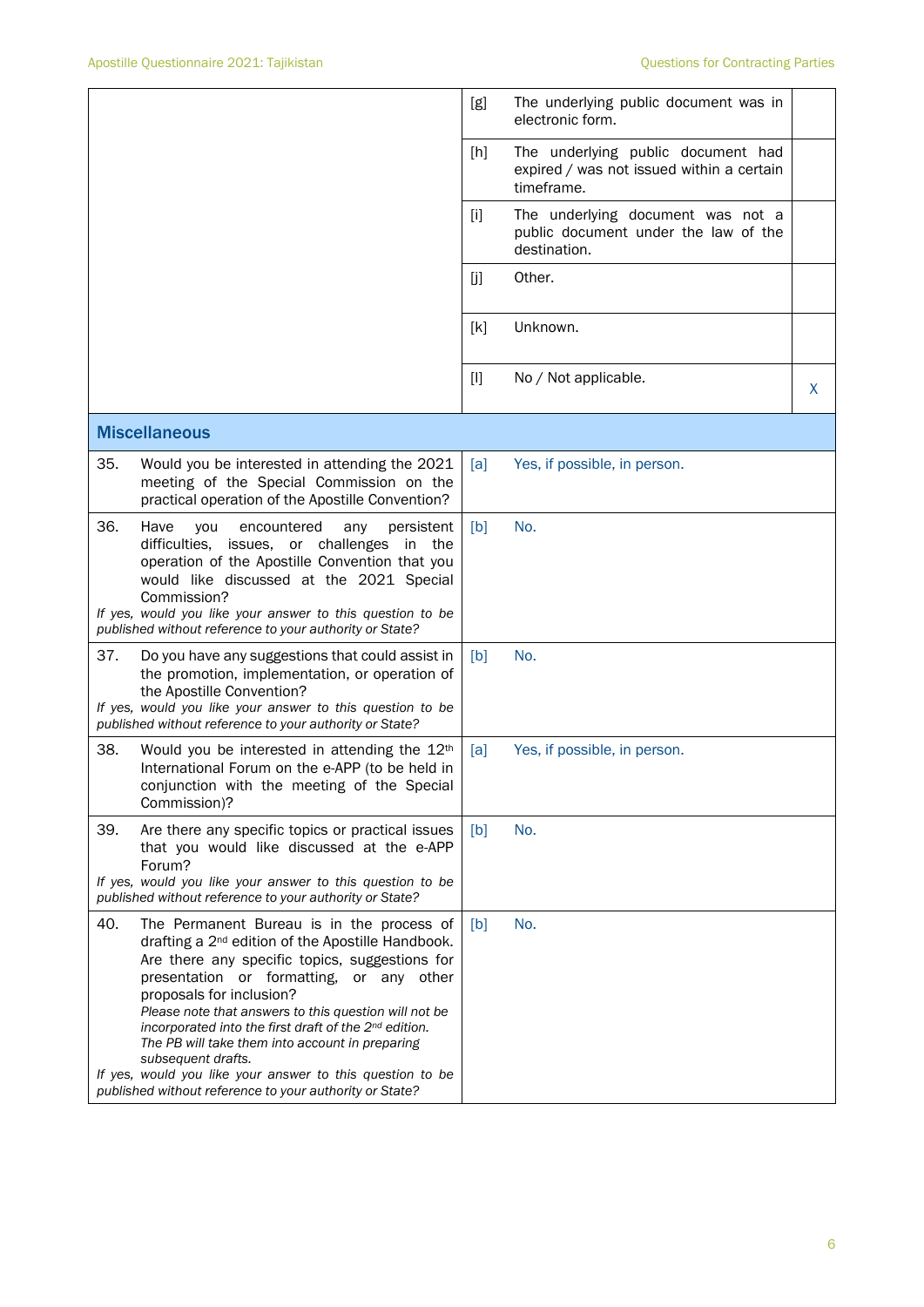| | | | |
|---|---|---|---|
| | [g] | The underlying public document was in electronic form. | |
| | [h] | The underlying public document had expired / was not issued within a certain timeframe. | |
| | [i] | The underlying document was not a public document under the law of the destination. | |
| | [j] | Other. | |
| | [k] | Unknown. | |
| | [l] | No / Not applicable. | X |

## Miscellaneous

| | | |
|---|---|---|
| 35. Would you be interested in attending the 2021 meeting of the Special Commission on the practical operation of the Apostille Convention? | [a] | Yes, if possible, in person. |
| 36. Have you encountered any persistent difficulties, issues, or challenges in the operation of the Apostille Convention that you would like discussed at the 2021 Special Commission? *If yes, would you like your answer to this question to be published without reference to your authority or State?* | [b] | No. |
| 37. Do you have any suggestions that could assist in the promotion, implementation, or operation of the Apostille Convention? *If yes, would you like your answer to this question to be published without reference to your authority or State?* | [b] | No. |
| 38. Would you be interested in attending the 12th International Forum on the e-APP (to be held in conjunction with the meeting of the Special Commission)? | [a] | Yes, if possible, in person. |
| 39. Are there any specific topics or practical issues that you would like discussed at the e-APP Forum? *If yes, would you like your answer to this question to be published without reference to your authority or State?* | [b] | No. |
| 40. The Permanent Bureau is in the process of drafting a 2nd edition of the Apostille Handbook. Are there any specific topics, suggestions for presentation or formatting, or any other proposals for inclusion? *Please note that answers to this question will not be incorporated into the first draft of the 2nd edition. The PB will take them into account in preparing subsequent drafts.* *If yes, would you like your answer to this question to be published without reference to your authority or State?* | [b] | No. |